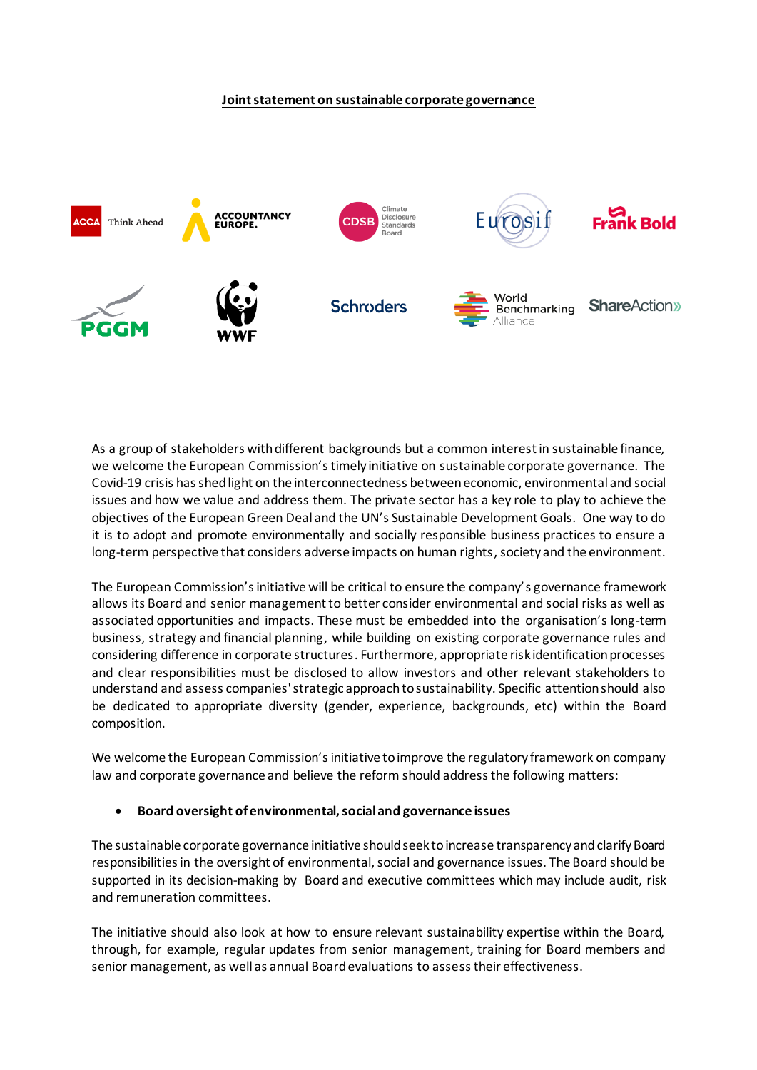**Joint statement on sustainable corporate governance**

As a group of stakeholders with different backgrounds but a common interest in sustainable finance, we welcome the European Commission's timely initiative on sustainable corporate governance. The Covid-19 crisis has shed light on the interconnectedness between economic, environmental and social issues and how we value and address them. The private sector has a key role to play to achieve the objectives of the European Green Deal and the UN's Sustainable Development Goals. One way to do it is to adopt and promote environmentally and socially responsible business practices to ensure a long-term perspective that considers adverse impacts on human rights, society and the environment.

The European Commission's initiative will be critical to ensure the company's governance framework allows its Board and senior management to better consider environmental and social risks as well as associated opportunities and impacts. These must be embedded into the organisation's long-term business, strategy and financial planning, while building on existing corporate governance rules and considering difference in corporate structures. Furthermore, appropriate risk identification processes and clear responsibilities must be disclosed to allow investors and other relevant stakeholders to understand and assess companies' strategic approach to sustainability. Specific attention should also be dedicated to appropriate diversity (gender, experience, backgrounds, etc) within the Board composition.

We welcome the European Commission's initiative to improve the regulatory framework on company law and corporate governance and believe the reform should address the following matters:

- **Board oversight of environmental, social and governance issues**

The sustainable corporate governance initiative should seek to increase transparency and clarify Board responsibilities in the oversight of environmental, social and governance issues. The Board should be supported in its decision-making by Board and executive committees which may include audit, risk and remuneration committees.

The initiative should also look at how to ensure relevant sustainability expertise within the Board, through, for example, regular updates from senior management, training for Board members and senior management, as well as annual Board evaluations to assess their effectiveness.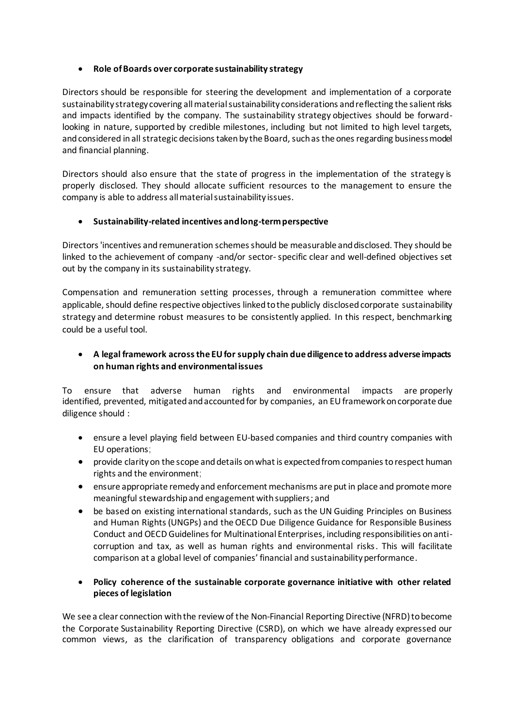- **Role of Boards over corporate sustainability strategy**

Directors should be responsible for steering the development and implementation of a corporate sustainability strategy covering all material sustainability considerations and reflecting the salient risks and impacts identified by the company. The sustainability strategy objectives should be forward-looking in nature, supported by credible milestones, including but not limited to high level targets, and considered in all strategic decisions taken by the Board, such as the ones regarding business model and financial planning.

Directors should also ensure that the state of progress in the implementation of the strategy is properly disclosed. They should allocate sufficient resources to the management to ensure the company is able to address all material sustainability issues.

- **Sustainability-related incentives and long-term perspective**

Directors 'incentives and remuneration schemes should be measurable and disclosed. They should be linked to the achievement of company -and/or sector- specific clear and well-defined objectives set out by the company in its sustainability strategy.

Compensation and remuneration setting processes, through a remuneration committee where applicable, should define respective objectives linked to the publicly disclosed corporate sustainability strategy and determine robust measures to be consistently applied. In this respect, benchmarking could be a useful tool.

- **A legal framework across the EU for supply chain due diligence to address adverse impacts on human rights and environmental issues**

To ensure that adverse human rights and environmental impacts are properly identified, prevented, mitigated and accounted for by companies, an EU framework on corporate due diligence should :

- ensure a level playing field between EU-based companies and third country companies with EU operations;
- provide clarity on the scope and details on what is expected from companies to respect human rights and the environment;
- ensure appropriate remedy and enforcement mechanisms are put in place and promote more meaningful stewardship and engagement with suppliers; and
- be based on existing international standards, such as the UN Guiding Principles on Business and Human Rights (UNGPs) and the OECD Due Diligence Guidance for Responsible Business Conduct and OECD Guidelines for Multinational Enterprises, including responsibilities on anti-corruption and tax, as well as human rights and environmental risks. This will facilitate comparison at a global level of companies' financial and sustainability performance.

- **Policy coherence of the sustainable corporate governance initiative with other related pieces of legislation**

We see a clear connection with the review of the Non-Financial Reporting Directive (NFRD) to become the Corporate Sustainability Reporting Directive (CSRD), on which we have already expressed our common views, as the clarification of transparency obligations and corporate governance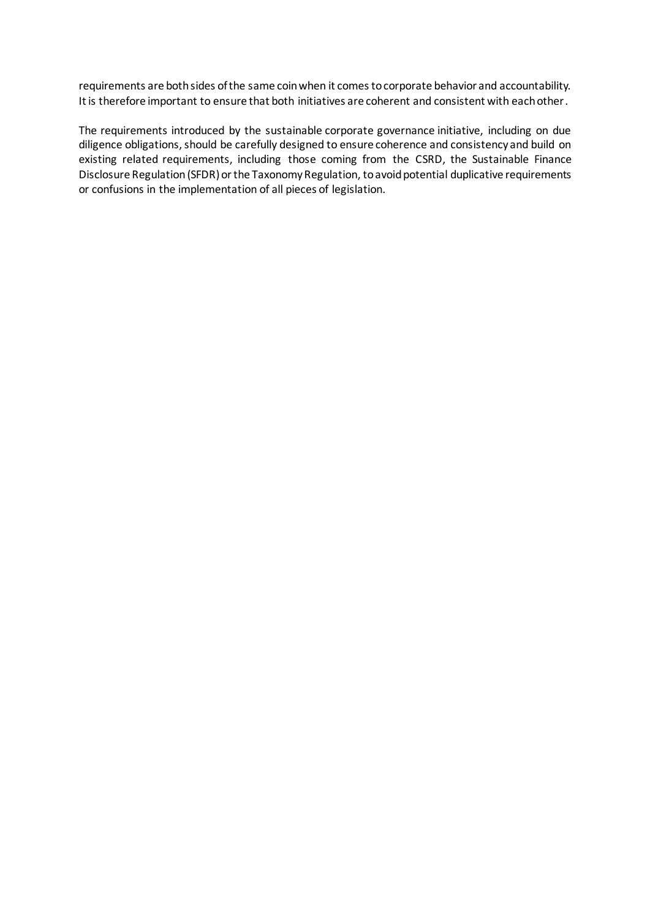requirements are both sides of the same coin when it comes to corporate behavior and accountability. It is therefore important to ensure that both initiatives are coherent and consistent with each other.

The requirements introduced by the sustainable corporate governance initiative, including on due diligence obligations, should be carefully designed to ensure coherence and consistency and build on existing related requirements, including those coming from the CSRD, the Sustainable Finance Disclosure Regulation (SFDR) or the Taxonomy Regulation, to avoid potential duplicative requirements or confusions in the implementation of all pieces of legislation.